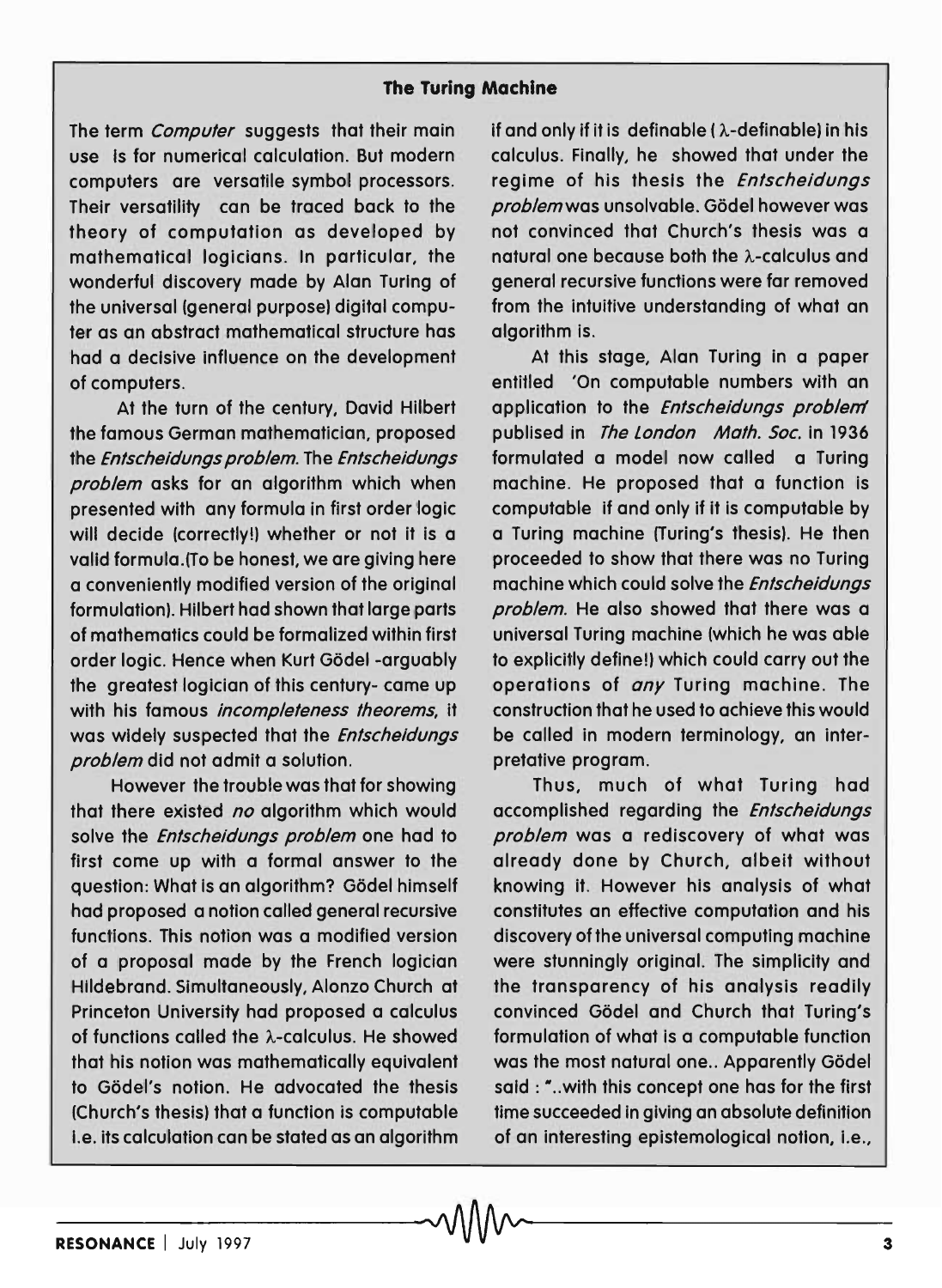### The Turing Machine

The term *Computer* suggests that their main use is for numerical calculation. But modern computers are versatile symbol processors. Their versatility can be traced back to the theory of computation as developed by mathematical logicians. In particular, the wonderful discovery made by Alan Turing of the universal (general purpose) digital computer as an abstract mathematical structure has had a decisive influence on the development of computers.

At the turn of the century, David Hilbert the famous German mathematician, proposed the *Entscheidungs problem*. The *Entscheidungs problem* asks for an algorithm which when presented with any formula in first order logic will decide (correctly!) whether or not it is a valid formula.(To be honest, we are giving here a conveniently modified version of the original formulation). Hilbert had shown that large parts of mathematics could be formalized within first order logic. Hence when Kurt Gödel -arguably the greatest logician of this century- came up with his famous *incompleteness theorems*, it was widely suspected that the *Entscheidungs problem* did not admit a solution.

However the trouble was that for showing that there existed *no* algorithm which would solve the *Entscheidungs problem* one had to first come up with a formal answer to the question: What is an algorithm? Gödel himself had proposed a notion called general recursive functions. This notion was a modified version of a proposal made by the French logician Hildebrand. Simultaneously, Alonzo Church at Princeton University had proposed a calculus of functions called the $\lambda$-calculus. He showed that his notion was mathematically equivalent to Gödel's notion. He advocated the thesis (Church's thesis) that a function is computable i.e. its calculation can be stated as an algorithm if and only if it is definable ( $\lambda$-definable) in his calculus. Finally, he showed that under the regime of his thesis the *Entscheidungs problem* was unsolvable. Gödel however was not convinced that Church's thesis was a natural one because both the $\lambda$-calculus and general recursive functions were far removed from the intuitive understanding of what an algorithm is.

At this stage, Alan Turing in a paper entitled 'On computable numbers with an application to the *Entscheidungs problem*' publised in *The London Math. Soc.* in 1936 formulated a model now called a Turing machine. He proposed that a function is computable if and only if it is computable by a Turing machine (Turing's thesis). He then proceeded to show that there was no Turing machine which could solve the *Entscheidungs problem*. He also showed that there was a universal Turing machine (which he was able to explicitly define!) which could carry out the operations of *any* Turing machine. The construction that he used to achieve this would be called in modern terminology, an interpretative program.

Thus, much of what Turing had accomplished regarding the *Entscheidungs problem* was a rediscovery of what was already done by Church, albeit without knowing it. However his analysis of what constitutes an effective computation and his discovery of the universal computing machine were stunningly original. The simplicity and the transparency of his analysis readily convinced Gödel and Church that Turing's formulation of what is a computable function was the most natural one.. Apparently Gödel said : "..with this concept one has for the first time succeeded in giving an absolute definition of an interesting epistemological notion, i.e.,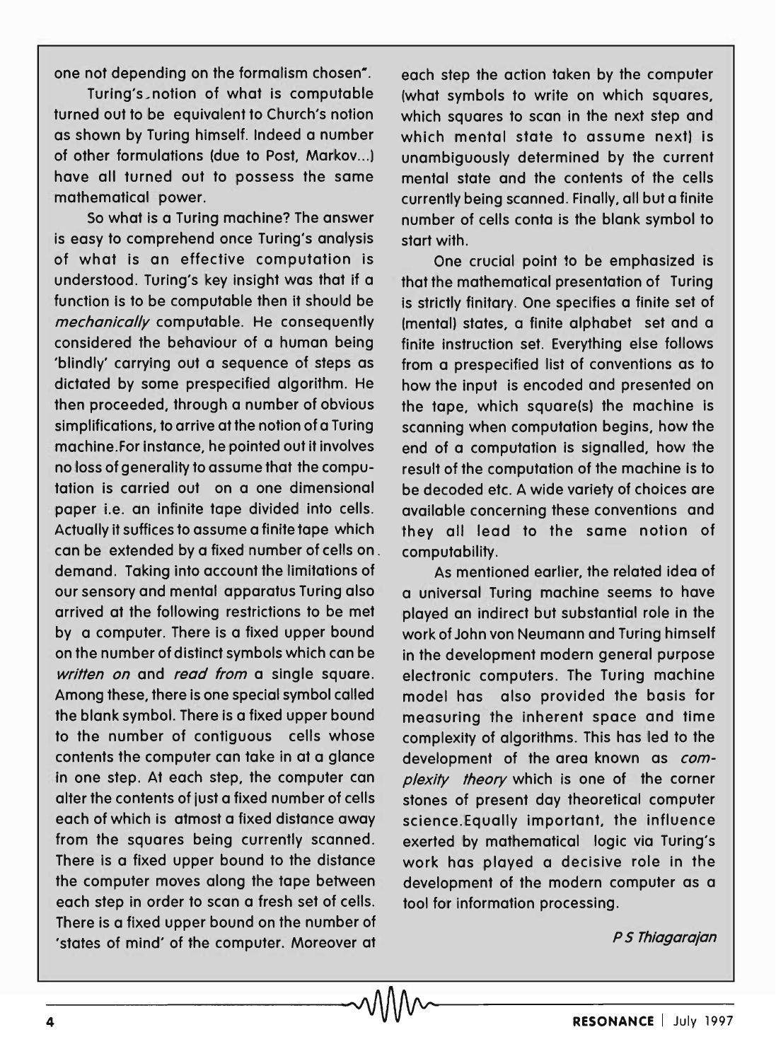one not depending on the formalism chosen".

Turing's notion of what is computable turned out to be equivalent to Church's notion as shown by Turing himself. Indeed a number of other formulations (due to Post, Markov...) have all turned out to possess the same mathematical power.

So what is a Turing machine? The answer is easy to comprehend once Turing's analysis of what is an effective computation is understood. Turing's key insight was that if a function is to be computable then it should be *mechanically* computable. He consequently considered the behaviour of a human being 'blindly' carrying out a sequence of steps as dictated by some prespecified algorithm. He then proceeded, through a number of obvious simplifications, to arrive at the notion of a Turing machine. For instance, he pointed out it involves no loss of generality to assume that the computation is carried out on a one dimensional paper i.e. an infinite tape divided into cells. Actually it suffices to assume a finite tape which can be extended by a fixed number of cells on demand. Taking into account the limitations of our sensory and mental apparatus Turing also arrived at the following restrictions to be met by a computer. There is a fixed upper bound on the number of distinct symbols which can be *written on* and *read from* a single square. Among these, there is one special symbol called the blank symbol. There is a fixed upper bound to the number of contiguous cells whose contents the computer can take in at a glance in one step. At each step, the computer can alter the contents of just a fixed number of cells each of which is atmost a fixed distance away from the squares being currently scanned. There is a fixed upper bound to the distance the computer moves along the tape between each step in order to scan a fresh set of cells. There is a fixed upper bound on the number of 'states of mind' of the computer. Moreover at each step the action taken by the computer (what symbols to write on which squares, which squares to scan in the next step and which mental state to assume next) is unambiguously determined by the current mental state and the contents of the cells currently being scanned. Finally, all but a finite number of cells conta is the blank symbol to start with.

One crucial point to be emphasized is that the mathematical presentation of Turing is strictly finitary. One specifies a finite set of (mental) states, a finite alphabet set and a finite instruction set. Everything else follows from a prespecified list of conventions as to how the input is encoded and presented on the tape, which square(s) the machine is scanning when computation begins, how the end of a computation is signalled, how the result of the computation of the machine is to be decoded etc. A wide variety of choices are available concerning these conventions and they all lead to the same notion of computability.

As mentioned earlier, the related idea of a universal Turing machine seems to have played an indirect but substantial role in the work of John von Neumann and Turing himself in the development modern general purpose electronic computers. The Turing machine model has also provided the basis for measuring the inherent space and time complexity of algorithms. This has led to the development of the area known as *complexity theory* which is one of the corner stones of present day theoretical computer science. Equally important, the influence exerted by mathematical logic via Turing's work has played a decisive role in the development of the modern computer as a tool for information processing.

*P S Thiagarajan*